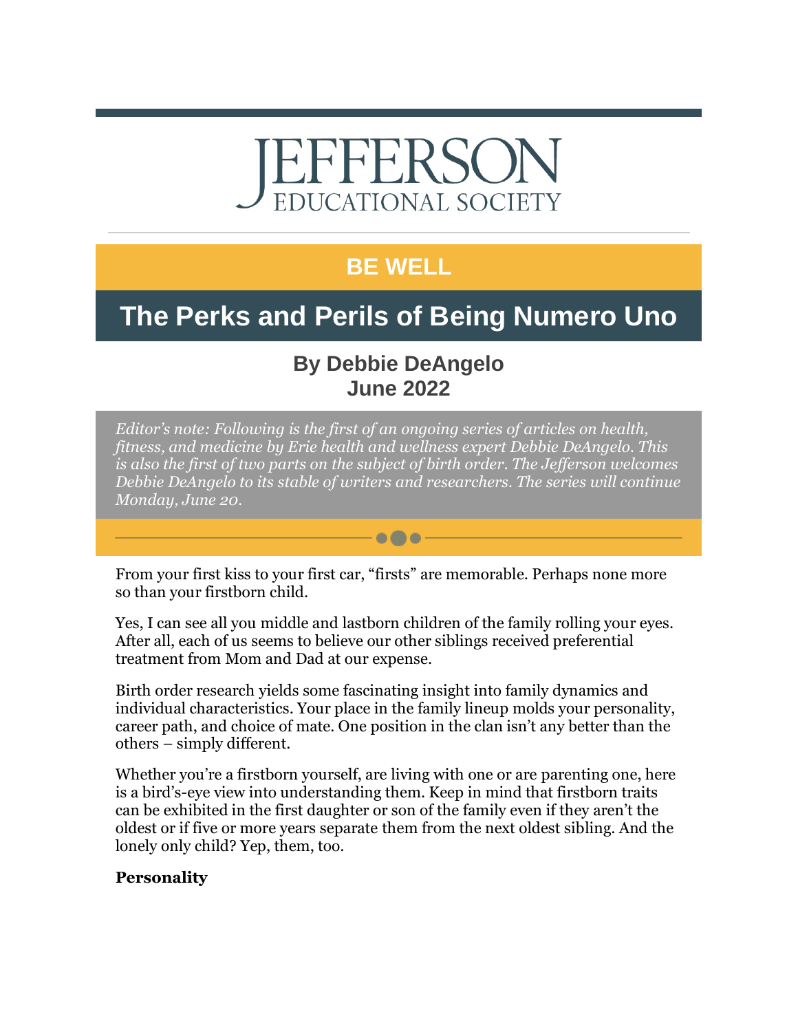# JEFFERSON EDUCATIONAL SOCIETY

## BE WELL

# The Perks and Perils of Being Numero Uno

### By Debbie DeAngelo
### June 2022

*Editor's note: Following is the first of an ongoing series of articles on health, fitness, and medicine by Erie health and wellness expert Debbie DeAngelo. This is also the first of two parts on the subject of birth order. The Jefferson welcomes Debbie DeAngelo to its stable of writers and researchers. The series will continue Monday, June 20.*

From your first kiss to your first car, "firsts" are memorable. Perhaps none more so than your firstborn child.

Yes, I can see all you middle and lastborn children of the family rolling your eyes. After all, each of us seems to believe our other siblings received preferential treatment from Mom and Dad at our expense.

Birth order research yields some fascinating insight into family dynamics and individual characteristics. Your place in the family lineup molds your personality, career path, and choice of mate. One position in the clan isn't any better than the others – simply different.

Whether you're a firstborn yourself, are living with one or are parenting one, here is a bird's-eye view into understanding them. Keep in mind that firstborn traits can be exhibited in the first daughter or son of the family even if they aren't the oldest or if five or more years separate them from the next oldest sibling. And the lonely only child? Yep, them, too.

**Personality**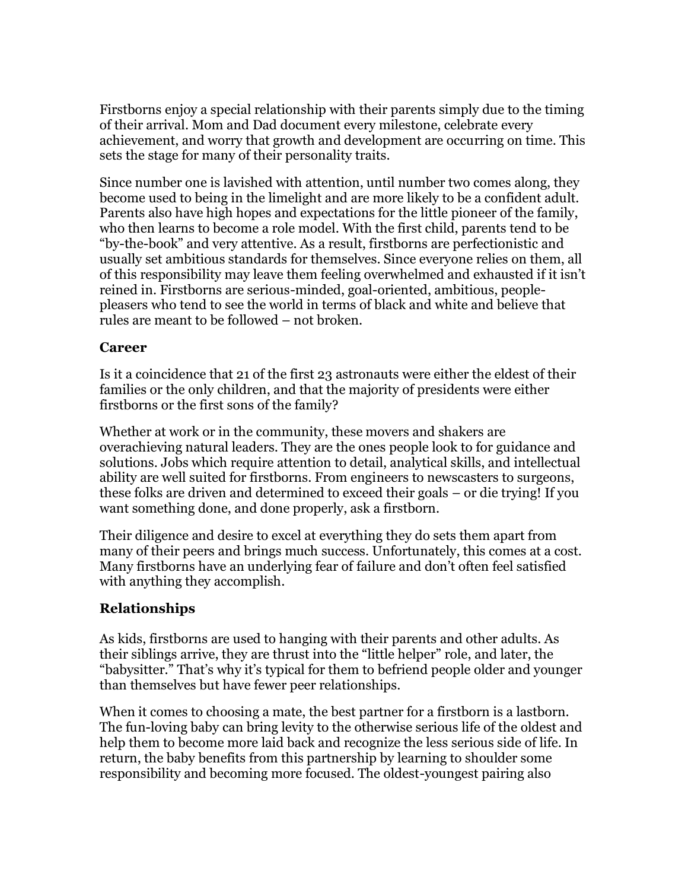Firstborns enjoy a special relationship with their parents simply due to the timing of their arrival. Mom and Dad document every milestone, celebrate every achievement, and worry that growth and development are occurring on time. This sets the stage for many of their personality traits.

Since number one is lavished with attention, until number two comes along, they become used to being in the limelight and are more likely to be a confident adult. Parents also have high hopes and expectations for the little pioneer of the family, who then learns to become a role model. With the first child, parents tend to be "by-the-book" and very attentive. As a result, firstborns are perfectionistic and usually set ambitious standards for themselves. Since everyone relies on them, all of this responsibility may leave them feeling overwhelmed and exhausted if it isn't reined in. Firstborns are serious-minded, goal-oriented, ambitious, people-pleasers who tend to see the world in terms of black and white and believe that rules are meant to be followed – not broken.

### Career

Is it a coincidence that 21 of the first 23 astronauts were either the eldest of their families or the only children, and that the majority of presidents were either firstborns or the first sons of the family?

Whether at work or in the community, these movers and shakers are overachieving natural leaders. They are the ones people look to for guidance and solutions. Jobs which require attention to detail, analytical skills, and intellectual ability are well suited for firstborns. From engineers to newscasters to surgeons, these folks are driven and determined to exceed their goals – or die trying! If you want something done, and done properly, ask a firstborn.

Their diligence and desire to excel at everything they do sets them apart from many of their peers and brings much success. Unfortunately, this comes at a cost. Many firstborns have an underlying fear of failure and don't often feel satisfied with anything they accomplish.

### Relationships

As kids, firstborns are used to hanging with their parents and other adults. As their siblings arrive, they are thrust into the "little helper" role, and later, the "babysitter." That's why it's typical for them to befriend people older and younger than themselves but have fewer peer relationships.

When it comes to choosing a mate, the best partner for a firstborn is a lastborn. The fun-loving baby can bring levity to the otherwise serious life of the oldest and help them to become more laid back and recognize the less serious side of life. In return, the baby benefits from this partnership by learning to shoulder some responsibility and becoming more focused. The oldest-youngest pairing also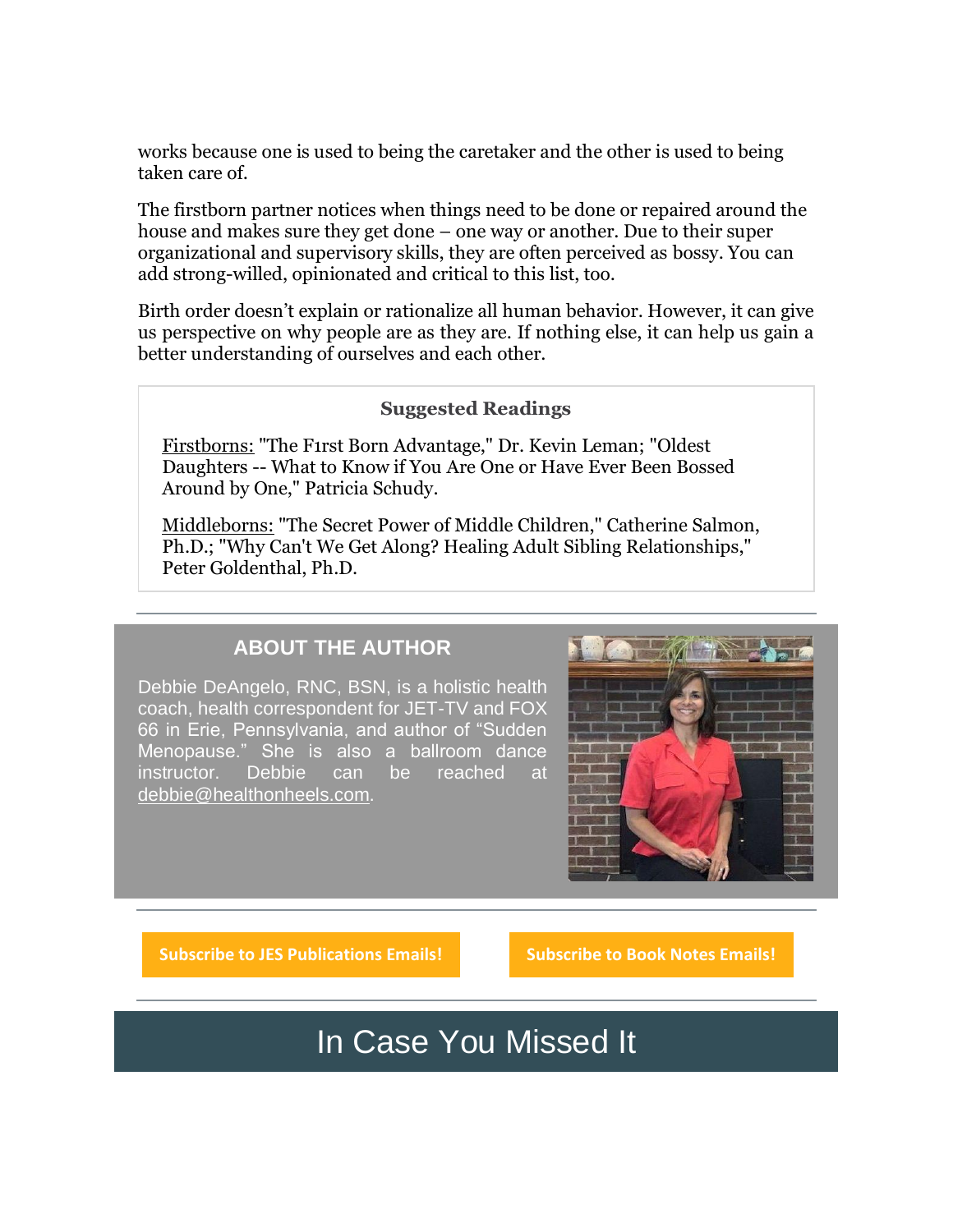works because one is used to being the caretaker and the other is used to being taken care of.

The firstborn partner notices when things need to be done or repaired around the house and makes sure they get done – one way or another. Due to their super organizational and supervisory skills, they are often perceived as bossy. You can add strong-willed, opinionated and critical to this list, too.

Birth order doesn't explain or rationalize all human behavior. However, it can give us perspective on why people are as they are. If nothing else, it can help us gain a better understanding of ourselves and each other.

**Suggested Readings**

Firstborns: "The First Born Advantage," Dr. Kevin Leman; "Oldest Daughters -- What to Know if You Are One or Have Ever Been Bossed Around by One," Patricia Schudy.

Middleborns: "The Secret Power of Middle Children," Catherine Salmon, Ph.D.; "Why Can't We Get Along? Healing Adult Sibling Relationships," Peter Goldenthal, Ph.D.

---

## ABOUT THE AUTHOR

Debbie DeAngelo, RNC, BSN, is a holistic health coach, health correspondent for JET-TV and FOX 66 in Erie, Pennsylvania, and author of "Sudden Menopause." She is also a ballroom dance instructor. Debbie can be reached at debbie@healthonheels.com.

---

**Subscribe to JES Publications Emails!**

**Subscribe to Book Notes Emails!**

---

## In Case You Missed It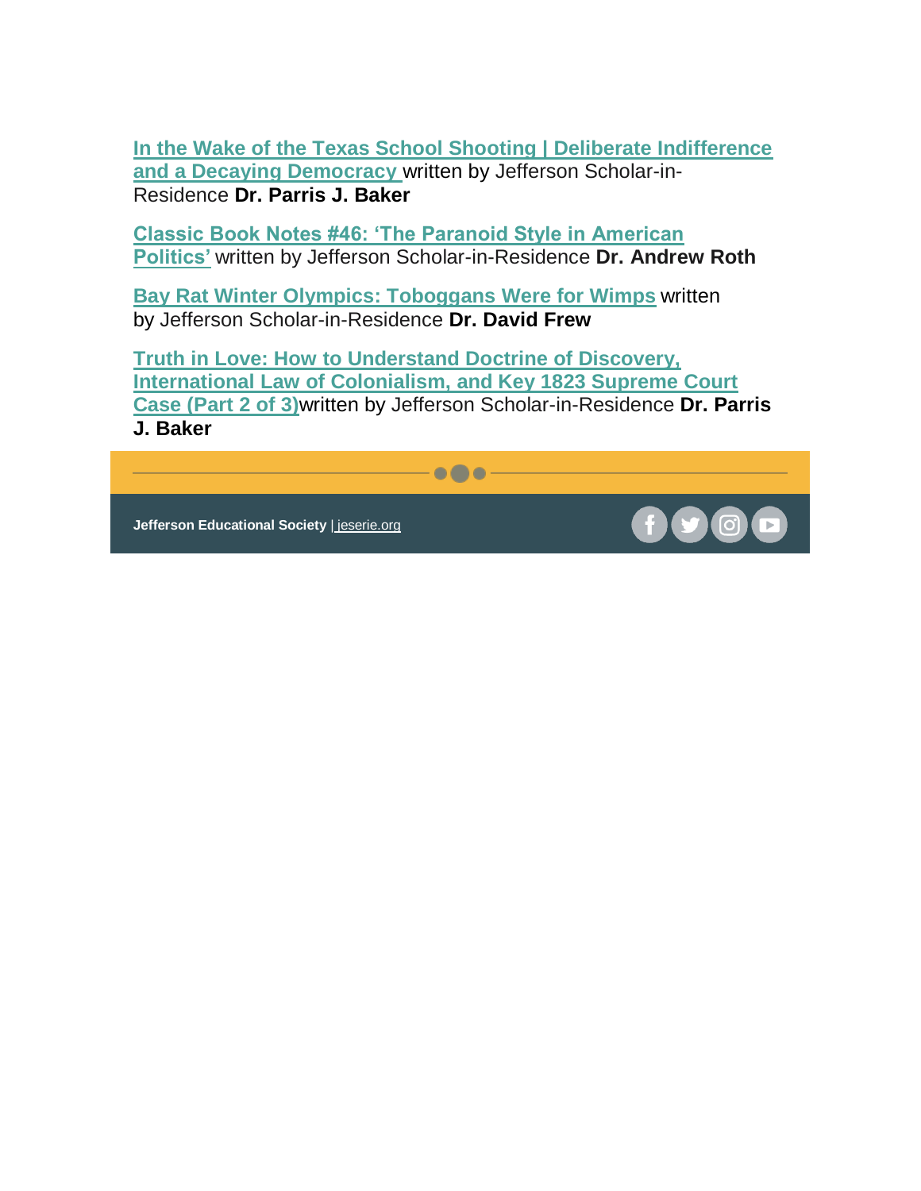**In the Wake of the Texas School Shooting | Deliberate Indifference and a Decaying Democracy** written by Jefferson Scholar-in-Residence **Dr. Parris J. Baker**

**Classic Book Notes #46: 'The Paranoid Style in American Politics'** written by Jefferson Scholar-in-Residence **Dr. Andrew Roth**

**Bay Rat Winter Olympics: Toboggans Were for Wimps** written by Jefferson Scholar-in-Residence **Dr. David Frew**

**Truth in Love: How to Understand Doctrine of Discovery, International Law of Colonialism, and Key 1823 Supreme Court Case (Part 2 of 3)**written by Jefferson Scholar-in-Residence **Dr. Parris J. Baker**

**Jefferson Educational Society** | jeserie.org